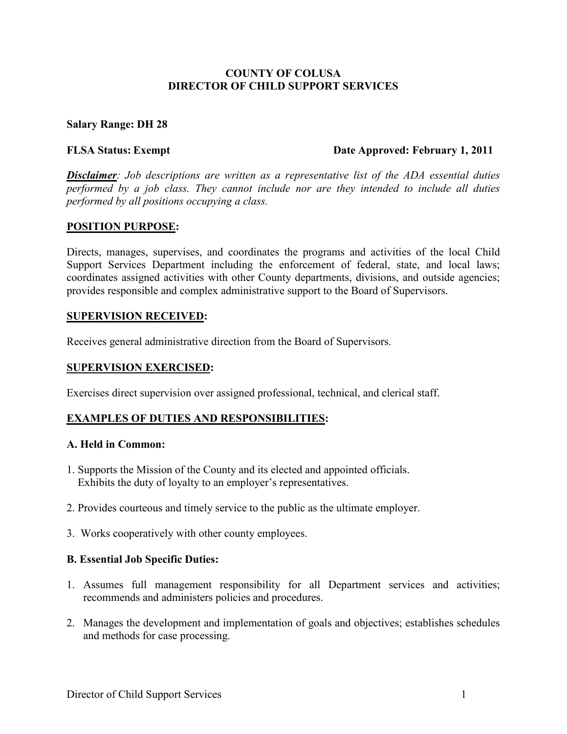# COUNTY OF COLUSA
# DIRECTOR OF CHILD SUPPORT SERVICES

**Salary Range: DH 28**

**FLSA Status: Exempt** **Date Approved: February 1, 2011**

***Disclaimer****: Job descriptions are written as a representative list of the ADA essential duties performed by a job class. They cannot include nor are they intended to include all duties performed by all positions occupying a class.*

## POSITION PURPOSE:

Directs, manages, supervises, and coordinates the programs and activities of the local Child Support Services Department including the enforcement of federal, state, and local laws; coordinates assigned activities with other County departments, divisions, and outside agencies; provides responsible and complex administrative support to the Board of Supervisors.

## SUPERVISION RECEIVED:

Receives general administrative direction from the Board of Supervisors.

## SUPERVISION EXERCISED:

Exercises direct supervision over assigned professional, technical, and clerical staff.

## EXAMPLES OF DUTIES AND RESPONSIBILITIES:

### A. Held in Common:

1. Supports the Mission of the County and its elected and appointed officials. Exhibits the duty of loyalty to an employer's representatives.

2. Provides courteous and timely service to the public as the ultimate employer.

3. Works cooperatively with other county employees.

### B. Essential Job Specific Duties:

1. Assumes full management responsibility for all Department services and activities; recommends and administers policies and procedures.

2. Manages the development and implementation of goals and objectives; establishes schedules and methods for case processing.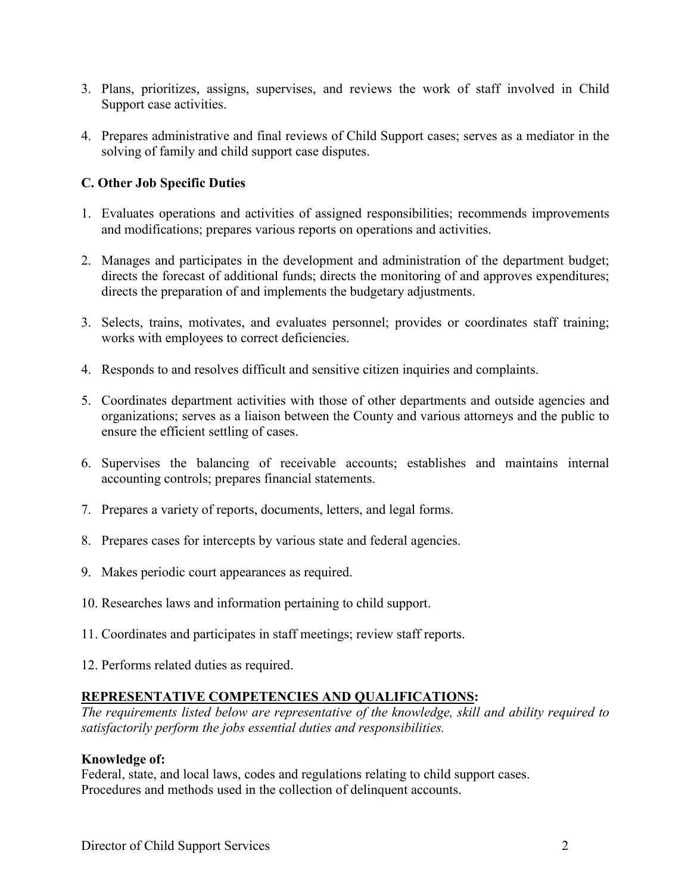3. Plans, prioritizes, assigns, supervises, and reviews the work of staff involved in Child Support case activities.

4. Prepares administrative and final reviews of Child Support cases; serves as a mediator in the solving of family and child support case disputes.

### C. Other Job Specific Duties

1. Evaluates operations and activities of assigned responsibilities; recommends improvements and modifications; prepares various reports on operations and activities.

2. Manages and participates in the development and administration of the department budget; directs the forecast of additional funds; directs the monitoring of and approves expenditures; directs the preparation of and implements the budgetary adjustments.

3. Selects, trains, motivates, and evaluates personnel; provides or coordinates staff training; works with employees to correct deficiencies.

4. Responds to and resolves difficult and sensitive citizen inquiries and complaints.

5. Coordinates department activities with those of other departments and outside agencies and organizations; serves as a liaison between the County and various attorneys and the public to ensure the efficient settling of cases.

6. Supervises the balancing of receivable accounts; establishes and maintains internal accounting controls; prepares financial statements.

7. Prepares a variety of reports, documents, letters, and legal forms.

8. Prepares cases for intercepts by various state and federal agencies.

9. Makes periodic court appearances as required.

10. Researches laws and information pertaining to child support.

11. Coordinates and participates in staff meetings; review staff reports.

12. Performs related duties as required.

## REPRESENTATIVE COMPETENCIES AND QUALIFICATIONS:

*The requirements listed below are representative of the knowledge, skill and ability required to satisfactorily perform the jobs essential duties and responsibilities.*

**Knowledge of:**

Federal, state, and local laws, codes and regulations relating to child support cases.
Procedures and methods used in the collection of delinquent accounts.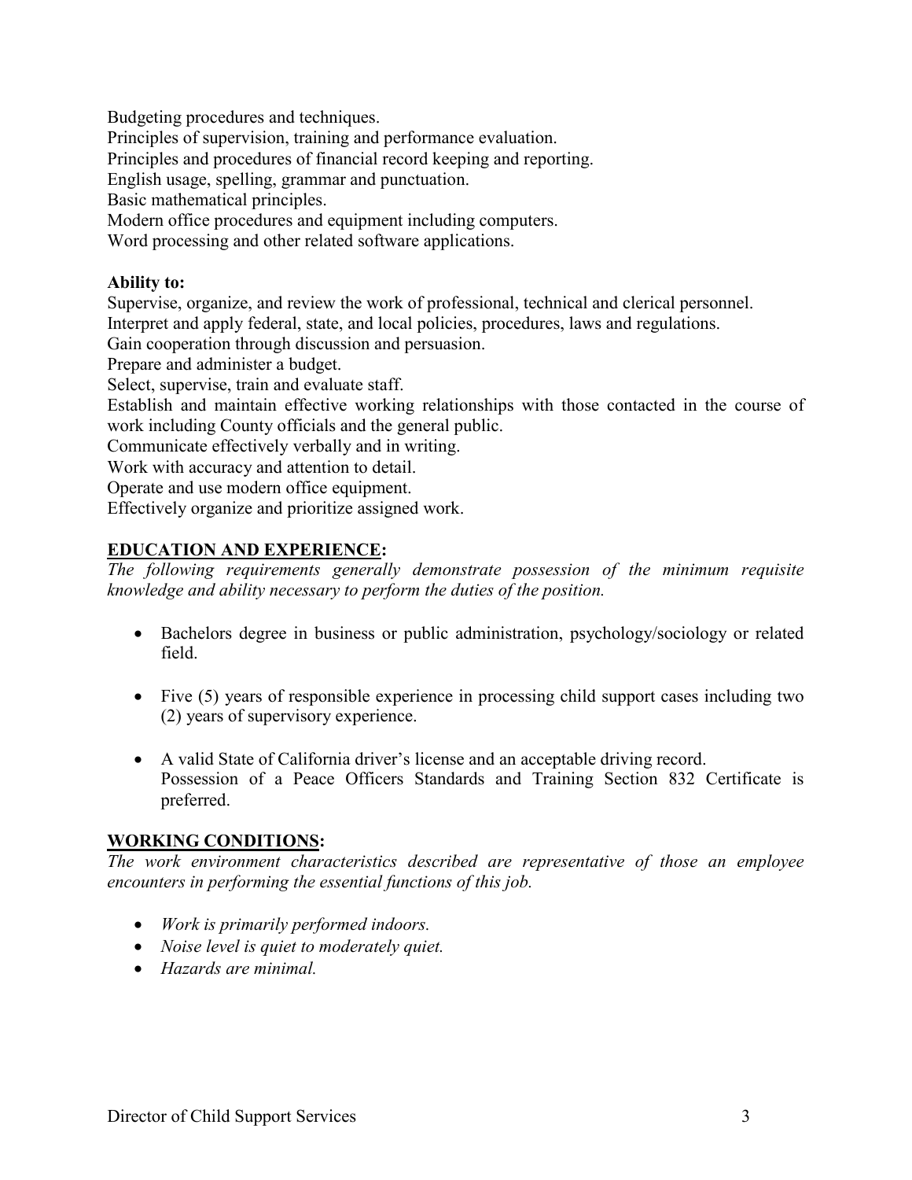Budgeting procedures and techniques.
Principles of supervision, training and performance evaluation.
Principles and procedures of financial record keeping and reporting.
English usage, spelling, grammar and punctuation.
Basic mathematical principles.
Modern office procedures and equipment including computers.
Word processing and other related software applications.

**Ability to:**
Supervise, organize, and review the work of professional, technical and clerical personnel.
Interpret and apply federal, state, and local policies, procedures, laws and regulations.
Gain cooperation through discussion and persuasion.
Prepare and administer a budget.
Select, supervise, train and evaluate staff.
Establish and maintain effective working relationships with those contacted in the course of work including County officials and the general public.
Communicate effectively verbally and in writing.
Work with accuracy and attention to detail.
Operate and use modern office equipment.
Effectively organize and prioritize assigned work.

## EDUCATION AND EXPERIENCE:

*The following requirements generally demonstrate possession of the minimum requisite knowledge and ability necessary to perform the duties of the position.*

- Bachelors degree in business or public administration, psychology/sociology or related field.
- Five (5) years of responsible experience in processing child support cases including two (2) years of supervisory experience.
- A valid State of California driver's license and an acceptable driving record. Possession of a Peace Officers Standards and Training Section 832 Certificate is preferred.

## WORKING CONDITIONS:

*The work environment characteristics described are representative of those an employee encounters in performing the essential functions of this job.*

- *Work is primarily performed indoors.*
- *Noise level is quiet to moderately quiet.*
- *Hazards are minimal.*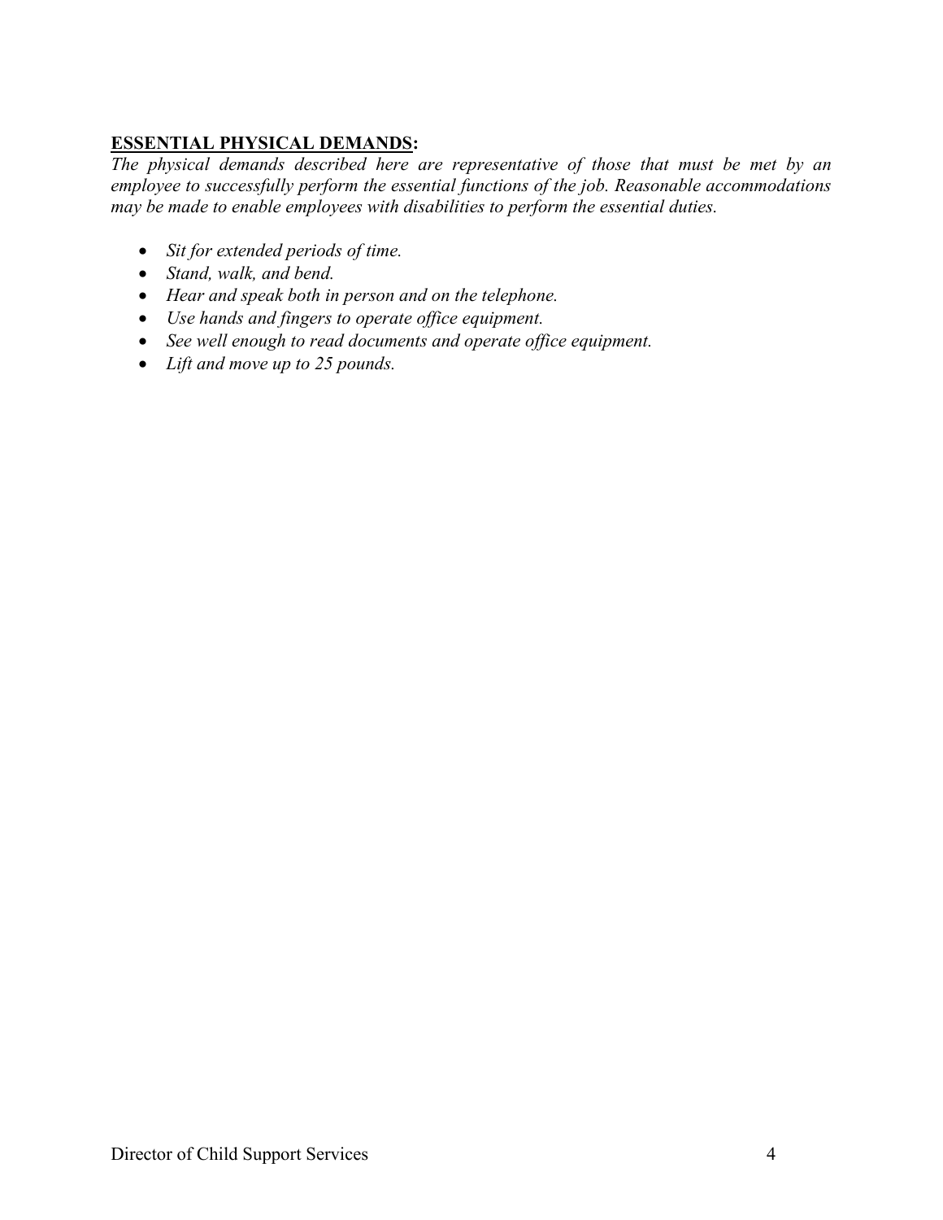**ESSENTIAL PHYSICAL DEMANDS:**

*The physical demands described here are representative of those that must be met by an employee to successfully perform the essential functions of the job. Reasonable accommodations may be made to enable employees with disabilities to perform the essential duties.*

- *Sit for extended periods of time.*
- *Stand, walk, and bend.*
- *Hear and speak both in person and on the telephone.*
- *Use hands and fingers to operate office equipment.*
- *See well enough to read documents and operate office equipment.*
- *Lift and move up to 25 pounds.*